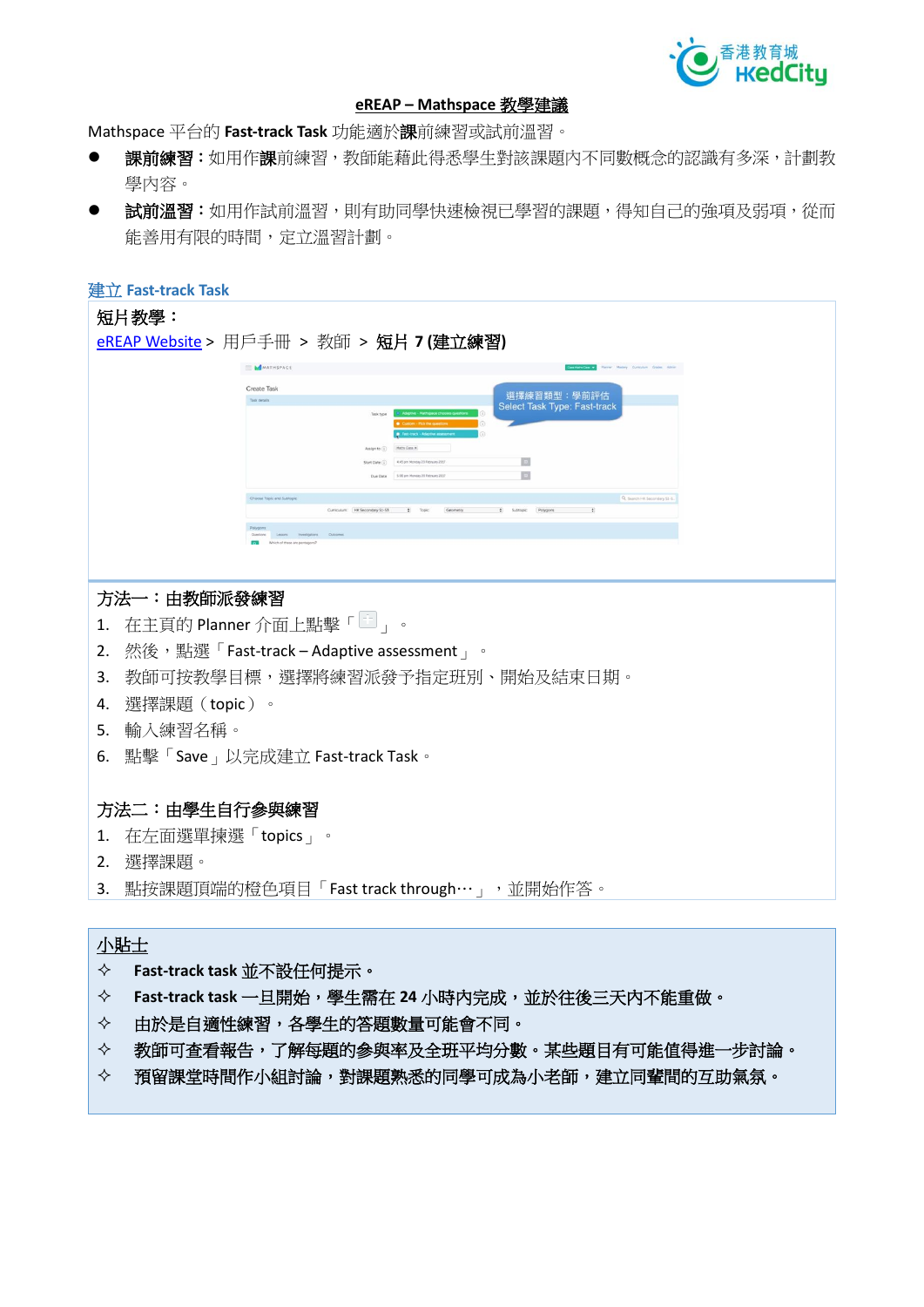**eREAP – Mathspace 教學建議**

Mathspace 平台的 **Fast-track Task** 功能適於**課**前練習或試前溫習。

- **課前練習**：如用作**課**前練習，教師能藉此得悉學生對該課題內不同數概念的認識有多深，計劃教學內容。
- **試前溫習**：如用作試前溫習，則有助同學快速檢視已學習的課題，得知自己的強項及弱項，從而能善用有限的時間，定立溫習計劃。

## 建立 Fast-track Task

**短片教學：**

eREAP Website > 用戶手冊 > 教師 > **短片 7 (建立練習)**

選擇練習類型：學前評估
Select Task Type: Fast-track

### 方法一：由教師派發練習

1. 在主頁的 Planner 介面上點擊「 」。
2. 然後，點選「Fast-track – Adaptive assessment」。
3. 教師可按教學目標，選擇將練習派發予指定班別、開始及結束日期。
4. 選擇課題（topic）。
5. 輸入練習名稱。
6. 點擊「Save」以完成建立 Fast-track Task。

### 方法二：由學生自行參與練習

1. 在左面選單揀選「topics」。
2. 選擇課題。
3. 點按課題頂端的橙色項目「Fast track through…」，並開始作答。

### 小貼士

- ✧ **Fast-track task 並不設任何提示。**
- ✧ **Fast-track task 一旦開始，學生需在 24 小時內完成，並於往後三天內不能重做。**
- ✧ **由於是自適性練習，各學生的答題數量可能會不同。**
- ✧ **教師可查看報告，了解每題的參與率及全班平均分數。某些題目有可能值得進一步討論。**
- ✧ **預留課堂時間作小組討論，對課題熟悉的同學可成為小老師，建立同輩間的互助氣氛。**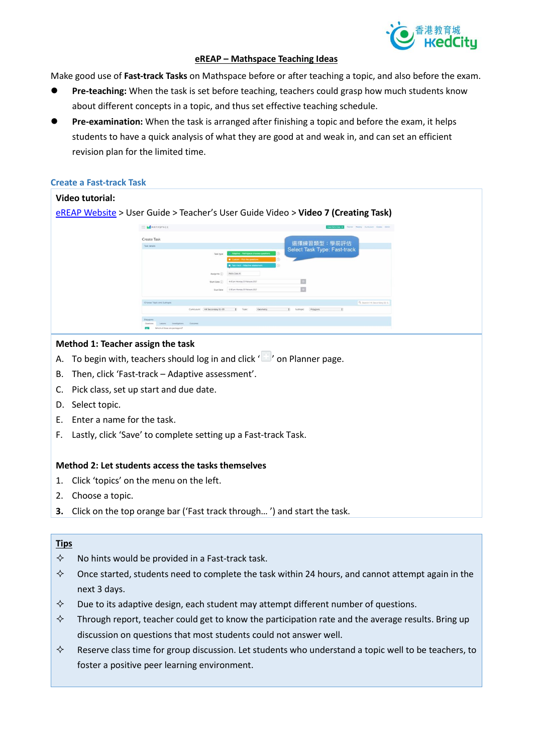## eREAP – Mathspace Teaching Ideas

Make good use of **Fast-track Tasks** on Mathspace before or after teaching a topic, and also before the exam.

- **Pre-teaching:** When the task is set before teaching, teachers could grasp how much students know about different concepts in a topic, and thus set effective teaching schedule.
- **Pre-examination:** When the task is arranged after finishing a topic and before the exam, it helps students to have a quick analysis of what they are good at and weak in, and can set an efficient revision plan for the limited time.

### Create a Fast-track Task

**Video tutorial:**

eREAP Website > User Guide > Teacher's User Guide Video > **Video 7 (Creating Task)**

選擇練習類型：學前評估
Select Task Type: Fast-track

**Method 1: Teacher assign the task**

A. To begin with, teachers should log in and click ' ' on Planner page.
B. Then, click 'Fast-track – Adaptive assessment'.
C. Pick class, set up start and due date.
D. Select topic.
E. Enter a name for the task.
F. Lastly, click 'Save' to complete setting up a Fast-track Task.

**Method 2: Let students access the tasks themselves**

1. Click 'topics' on the menu on the left.
2. Choose a topic.
3. Click on the top orange bar ('Fast track through… ') and start the task.

**Tips**

- ✧ No hints would be provided in a Fast-track task.
- ✧ Once started, students need to complete the task within 24 hours, and cannot attempt again in the next 3 days.
- ✧ Due to its adaptive design, each student may attempt different number of questions.
- ✧ Through report, teacher could get to know the participation rate and the average results. Bring up discussion on questions that most students could not answer well.
- ✧ Reserve class time for group discussion. Let students who understand a topic well to be teachers, to foster a positive peer learning environment.